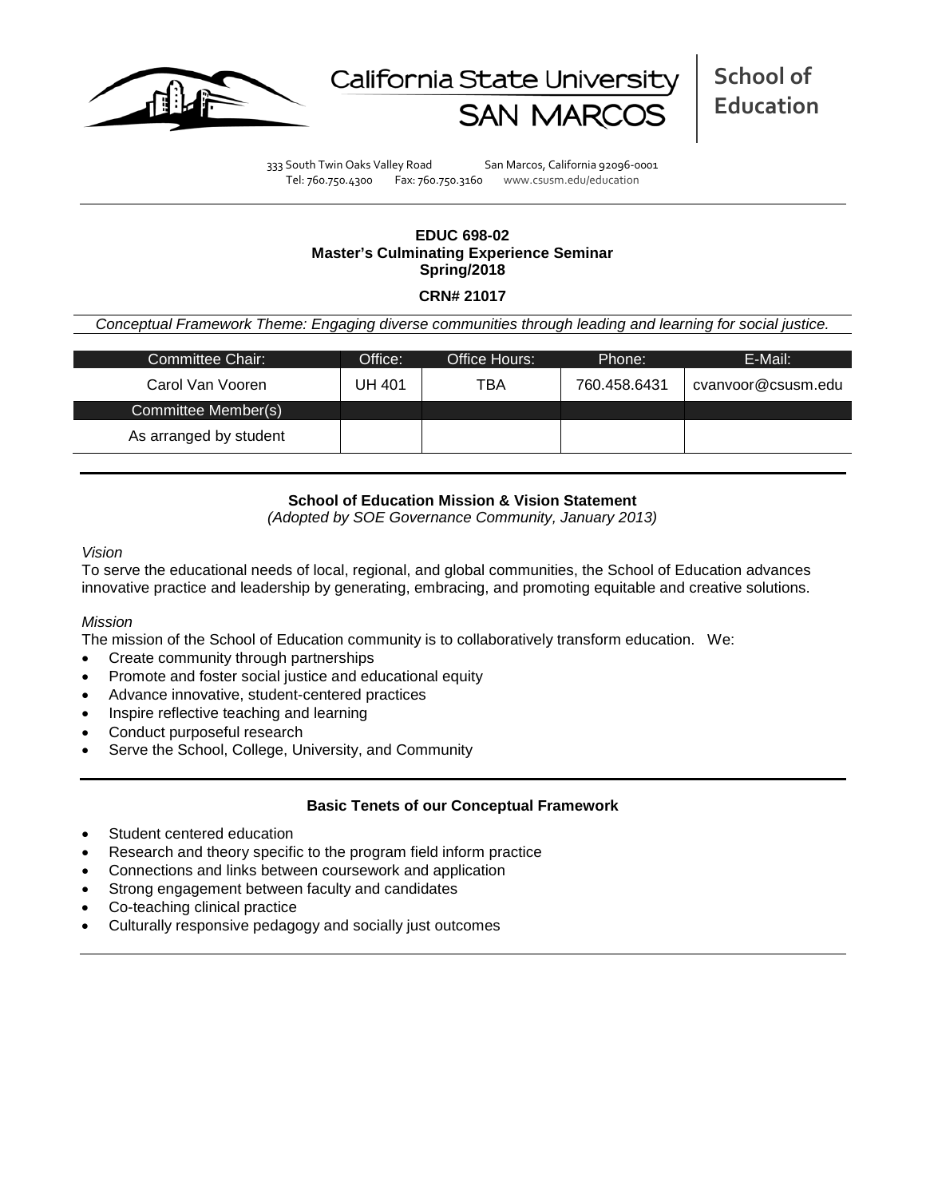California State University SAN MARCOS | School of Education

333 South Twin Oaks Valley Road San Marcos, California 92096-0001
Tel: 760.750.4300 Fax: 760.750.3160 www.csusm.edu/education

**EDUC 698-02**
**Master's Culminating Experience Seminar**
**Spring/2018**

**CRN# 21017**

*Conceptual Framework Theme: Engaging diverse communities through leading and learning for social justice.*

| Committee Chair: | Office: | Office Hours: | Phone: | E-Mail: |
|---|---|---|---|---|
| Carol Van Vooren | UH 401 | TBA | 760.458.6431 | cvanvoor@csusm.edu |
| Committee Member(s) | | | | |
| As arranged by student | | | | |

**School of Education Mission & Vision Statement**
*(Adopted by SOE Governance Community, January 2013)*

*Vision*
To serve the educational needs of local, regional, and global communities, the School of Education advances innovative practice and leadership by generating, embracing, and promoting equitable and creative solutions.

*Mission*
The mission of the School of Education community is to collaboratively transform education. We:

- Create community through partnerships
- Promote and foster social justice and educational equity
- Advance innovative, student-centered practices
- Inspire reflective teaching and learning
- Conduct purposeful research
- Serve the School, College, University, and Community

**Basic Tenets of our Conceptual Framework**

- Student centered education
- Research and theory specific to the program field inform practice
- Connections and links between coursework and application
- Strong engagement between faculty and candidates
- Co-teaching clinical practice
- Culturally responsive pedagogy and socially just outcomes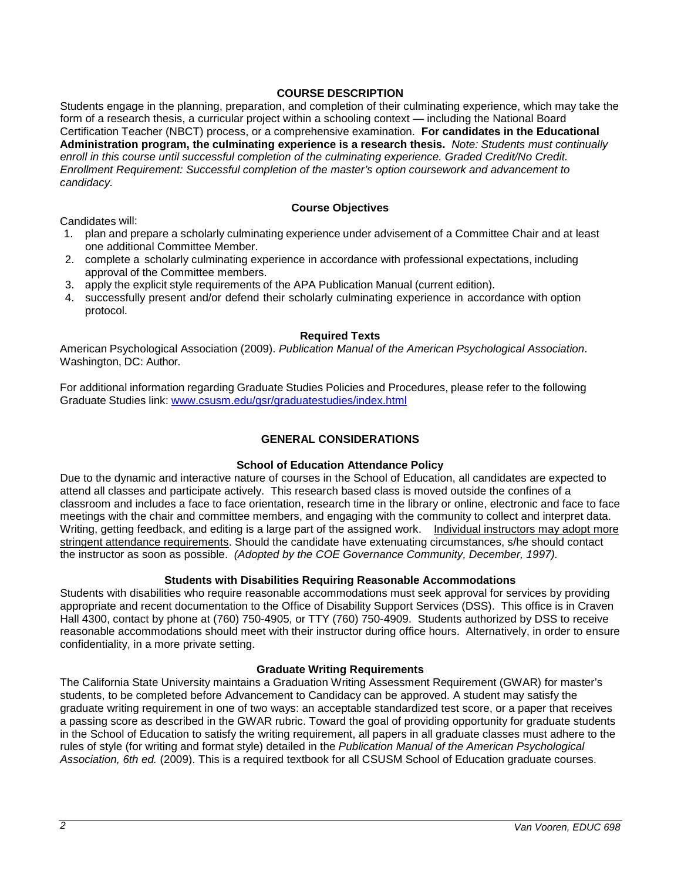## COURSE DESCRIPTION

Students engage in the planning, preparation, and completion of their culminating experience, which may take the form of a research thesis, a curricular project within a schooling context — including the National Board Certification Teacher (NBCT) process, or a comprehensive examination. **For candidates in the Educational Administration program, the culminating experience is a research thesis.** *Note: Students must continually enroll in this course until successful completion of the culminating experience. Graded Credit/No Credit. Enrollment Requirement: Successful completion of the master's option coursework and advancement to candidacy.*

### Course Objectives

Candidates will:

1. plan and prepare a scholarly culminating experience under advisement of a Committee Chair and at least one additional Committee Member.
2. complete a scholarly culminating experience in accordance with professional expectations, including approval of the Committee members.
3. apply the explicit style requirements of the APA Publication Manual (current edition).
4. successfully present and/or defend their scholarly culminating experience in accordance with option protocol.

### Required Texts

American Psychological Association (2009). *Publication Manual of the American Psychological Association*. Washington, DC: Author.

For additional information regarding Graduate Studies Policies and Procedures, please refer to the following Graduate Studies link: [www.csusm.edu/gsr/graduatestudies/index.html](www.csusm.edu/gsr/graduatestudies/index.html)

## GENERAL CONSIDERATIONS

### School of Education Attendance Policy

Due to the dynamic and interactive nature of courses in the School of Education, all candidates are expected to attend all classes and participate actively. This research based class is moved outside the confines of a classroom and includes a face to face orientation, research time in the library or online, electronic and face to face meetings with the chair and committee members, and engaging with the community to collect and interpret data. Writing, getting feedback, and editing is a large part of the assigned work. <u>Individual instructors may adopt more stringent attendance requirements</u>. Should the candidate have extenuating circumstances, s/he should contact the instructor as soon as possible. *(Adopted by the COE Governance Community, December, 1997).*

### Students with Disabilities Requiring Reasonable Accommodations

Students with disabilities who require reasonable accommodations must seek approval for services by providing appropriate and recent documentation to the Office of Disability Support Services (DSS). This office is in Craven Hall 4300, contact by phone at (760) 750-4905, or TTY (760) 750-4909. Students authorized by DSS to receive reasonable accommodations should meet with their instructor during office hours. Alternatively, in order to ensure confidentiality, in a more private setting.

### Graduate Writing Requirements

The California State University maintains a Graduation Writing Assessment Requirement (GWAR) for master's students, to be completed before Advancement to Candidacy can be approved. A student may satisfy the graduate writing requirement in one of two ways: an acceptable standardized test score, or a paper that receives a passing score as described in the GWAR rubric. Toward the goal of providing opportunity for graduate students in the School of Education to satisfy the writing requirement, all papers in all graduate classes must adhere to the rules of style (for writing and format style) detailed in the *Publication Manual of the American Psychological Association, 6th ed.* (2009). This is a required textbook for all CSUSM School of Education graduate courses.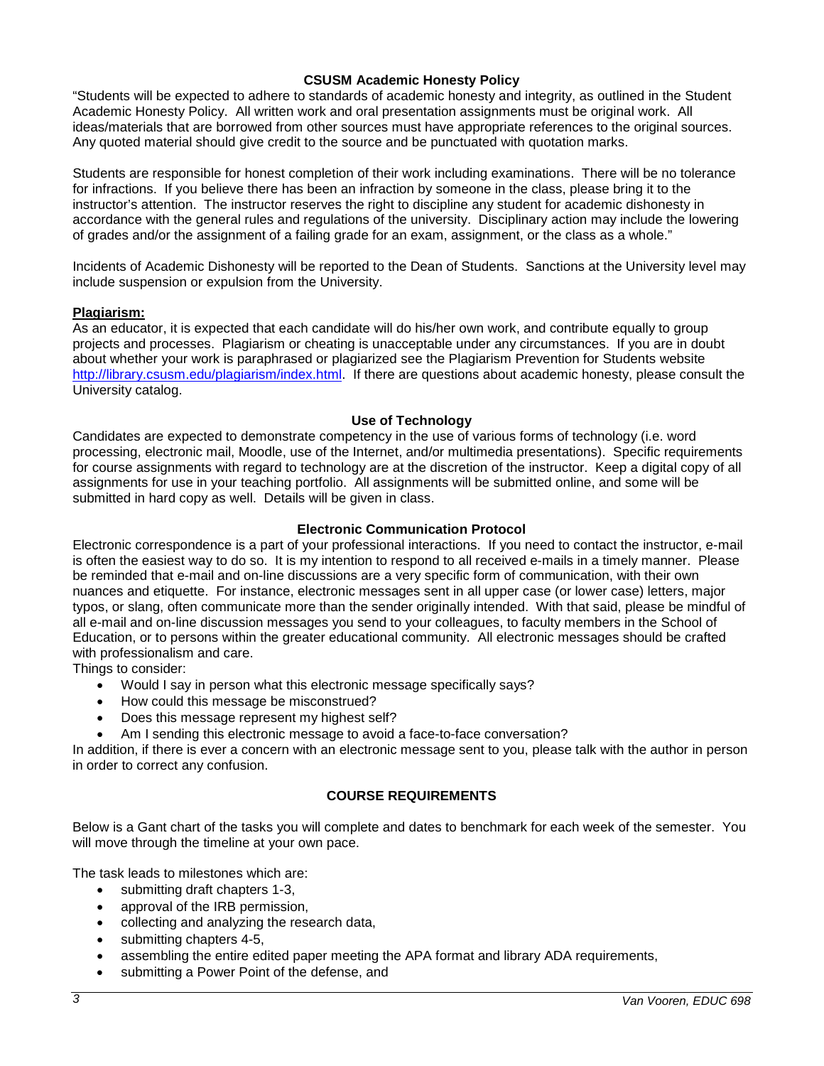### CSUSM Academic Honesty Policy

"Students will be expected to adhere to standards of academic honesty and integrity, as outlined in the Student Academic Honesty Policy. All written work and oral presentation assignments must be original work. All ideas/materials that are borrowed from other sources must have appropriate references to the original sources. Any quoted material should give credit to the source and be punctuated with quotation marks.

Students are responsible for honest completion of their work including examinations. There will be no tolerance for infractions. If you believe there has been an infraction by someone in the class, please bring it to the instructor's attention. The instructor reserves the right to discipline any student for academic dishonesty in accordance with the general rules and regulations of the university. Disciplinary action may include the lowering of grades and/or the assignment of a failing grade for an exam, assignment, or the class as a whole."

Incidents of Academic Dishonesty will be reported to the Dean of Students. Sanctions at the University level may include suspension or expulsion from the University.

**Plagiarism:**

As an educator, it is expected that each candidate will do his/her own work, and contribute equally to group projects and processes. Plagiarism or cheating is unacceptable under any circumstances. If you are in doubt about whether your work is paraphrased or plagiarized see the Plagiarism Prevention for Students website http://library.csusm.edu/plagiarism/index.html. If there are questions about academic honesty, please consult the University catalog.

### Use of Technology

Candidates are expected to demonstrate competency in the use of various forms of technology (i.e. word processing, electronic mail, Moodle, use of the Internet, and/or multimedia presentations). Specific requirements for course assignments with regard to technology are at the discretion of the instructor. Keep a digital copy of all assignments for use in your teaching portfolio. All assignments will be submitted online, and some will be submitted in hard copy as well. Details will be given in class.

### Electronic Communication Protocol

Electronic correspondence is a part of your professional interactions. If you need to contact the instructor, e-mail is often the easiest way to do so. It is my intention to respond to all received e-mails in a timely manner. Please be reminded that e-mail and on-line discussions are a very specific form of communication, with their own nuances and etiquette. For instance, electronic messages sent in all upper case (or lower case) letters, major typos, or slang, often communicate more than the sender originally intended. With that said, please be mindful of all e-mail and on-line discussion messages you send to your colleagues, to faculty members in the School of Education, or to persons within the greater educational community. All electronic messages should be crafted with professionalism and care.

Things to consider:

- Would I say in person what this electronic message specifically says?
- How could this message be misconstrued?
- Does this message represent my highest self?
- Am I sending this electronic message to avoid a face-to-face conversation?

In addition, if there is ever a concern with an electronic message sent to you, please talk with the author in person in order to correct any confusion.

## COURSE REQUIREMENTS

Below is a Gant chart of the tasks you will complete and dates to benchmark for each week of the semester. You will move through the timeline at your own pace.

The task leads to milestones which are:

- submitting draft chapters 1-3,
- approval of the IRB permission,
- collecting and analyzing the research data,
- submitting chapters 4-5,
- assembling the entire edited paper meeting the APA format and library ADA requirements,
- submitting a Power Point of the defense, and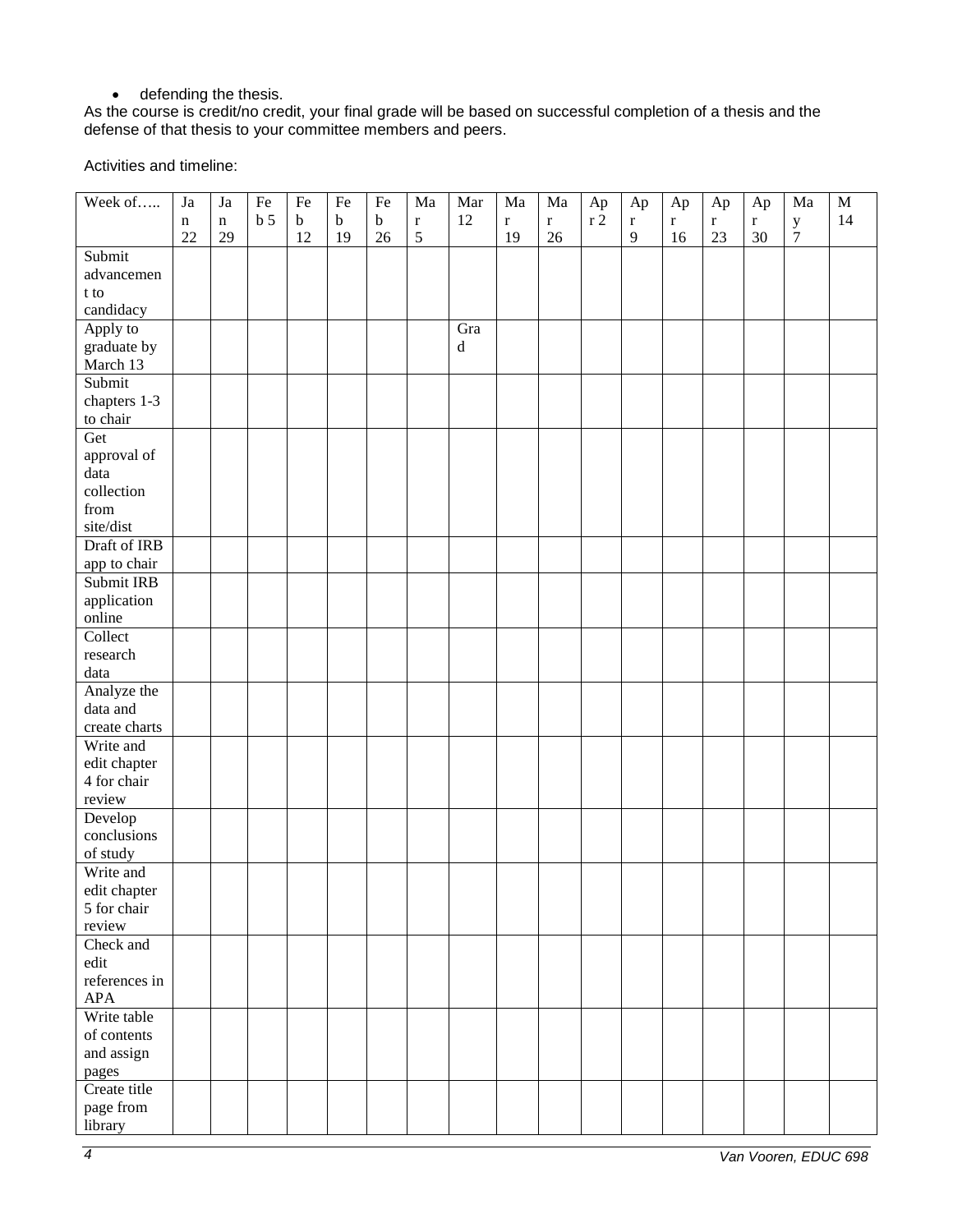- defending the thesis.

As the course is credit/no credit, your final grade will be based on successful completion of a thesis and the defense of that thesis to your committee members and peers.

Activities and timeline:

| Week of….. | Jan 22 | Jan 29 | Feb 5 | Feb 12 | Feb 19 | Feb 26 | Mar 5 | Mar 12 | Mar 19 | Mar 26 | Apr 2 | Apr 9 | Apr 16 | Apr 23 | Apr 30 | May 7 | M 14 |
|---|---|---|---|---|---|---|---|---|---|---|---|---|---|---|---|---|---|
| Submit advancement to candidacy | | | | | | | | | | | | | | | | | |
| Apply to graduate by March 13 | | | | | | | | Grad | | | | | | | | | |
| Submit chapters 1-3 to chair | | | | | | | | | | | | | | | | | |
| Get approval of data collection from site/dist | | | | | | | | | | | | | | | | | |
| Draft of IRB app to chair | | | | | | | | | | | | | | | | | |
| Submit IRB application online | | | | | | | | | | | | | | | | | |
| Collect research data | | | | | | | | | | | | | | | | | |
| Analyze the data and create charts | | | | | | | | | | | | | | | | | |
| Write and edit chapter 4 for chair review | | | | | | | | | | | | | | | | | |
| Develop conclusions of study | | | | | | | | | | | | | | | | | |
| Write and edit chapter 5 for chair review | | | | | | | | | | | | | | | | | |
| Check and edit references in APA | | | | | | | | | | | | | | | | | |
| Write table of contents and assign pages | | | | | | | | | | | | | | | | | |
| Create title page from library | | | | | | | | | | | | | | | | | |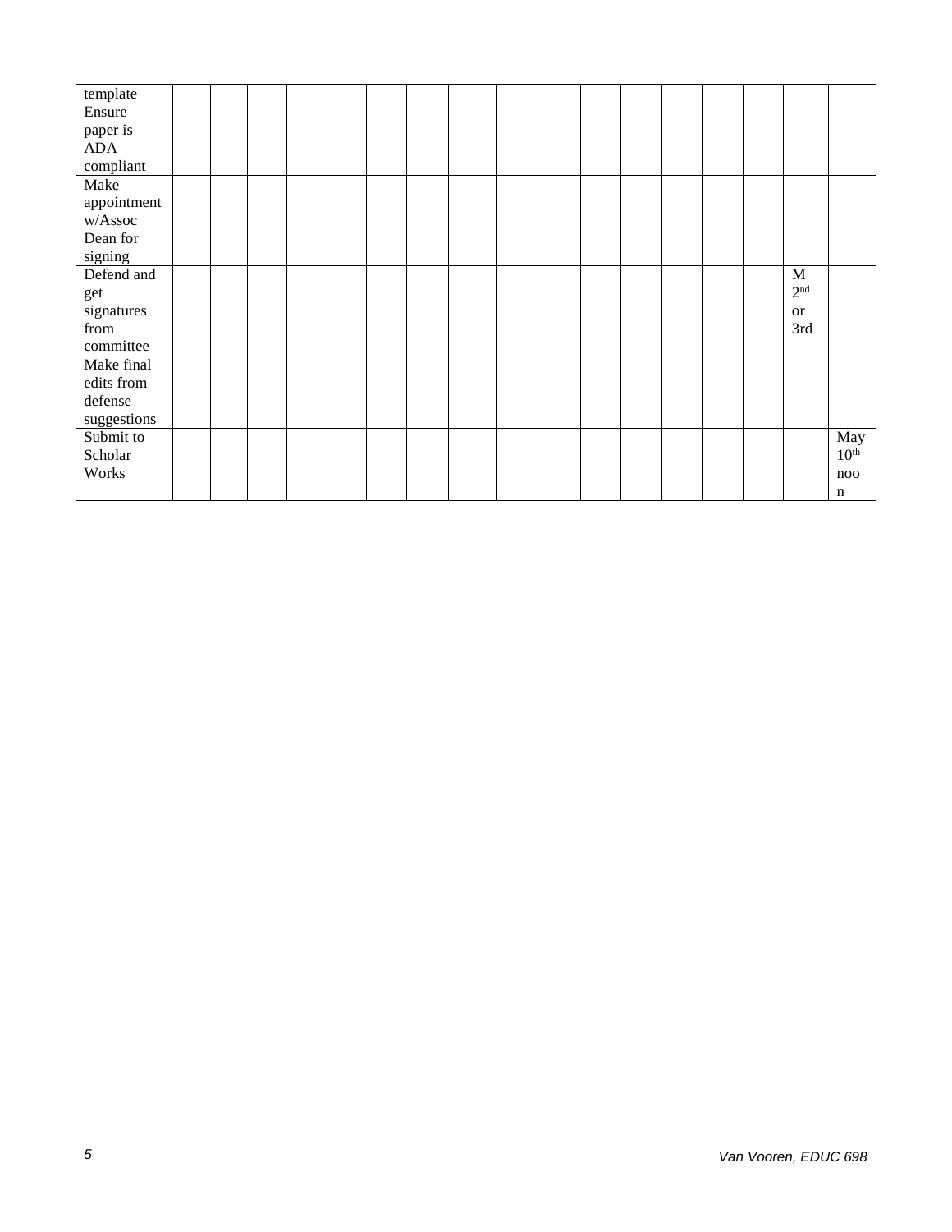| | | | | | | | | | | | | | | | | | |
|---|---|---|---|---|---|---|---|---|---|---|---|---|---|---|---|---|---|
| template | | | | | | | | | | | | | | | | | |
| Ensure paper is ADA compliant | | | | | | | | | | | | | | | | | |
| Make appointment w/Assoc Dean for signing | | | | | | | | | | | | | | | | | |
| Defend and get signatures from committee | | | | | | | | | | | | | | | | M 2nd or 3rd | |
| Make final edits from defense suggestions | | | | | | | | | | | | | | | | | |
| Submit to Scholar Works | | | | | | | | | | | | | | | | | May 10th noon |